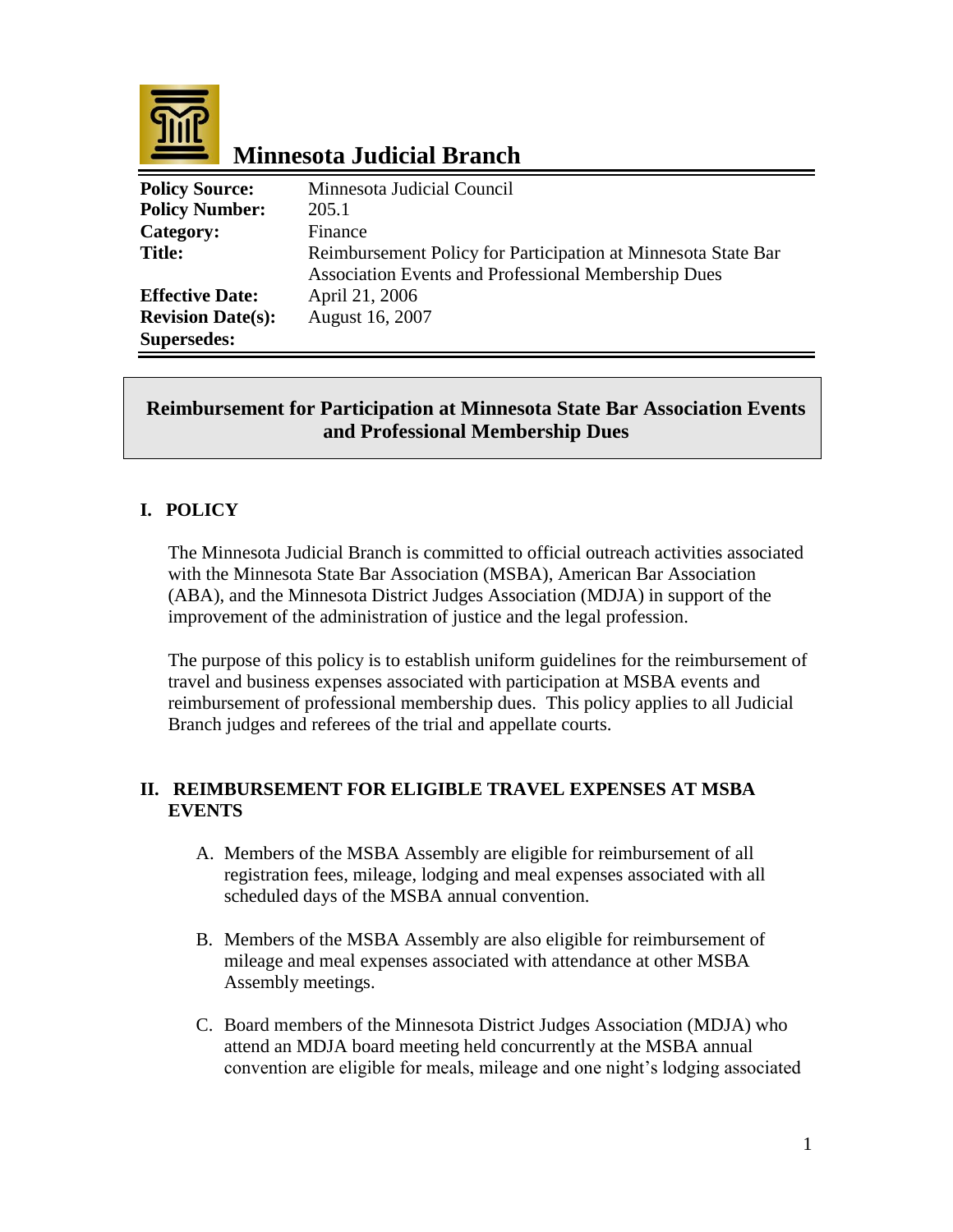# Minnesota Judicial Branch

| | |
|---|---|
| **Policy Source:** | Minnesota Judicial Council |
| **Policy Number:** | 205.1 |
| **Category:** | Finance |
| **Title:** | Reimbursement Policy for Participation at Minnesota State Bar Association Events and Professional Membership Dues |
| **Effective Date:** | April 21, 2006 |
| **Revision Date(s):** | August 16, 2007 |
| **Supersedes:** | |

## Reimbursement for Participation at Minnesota State Bar Association Events and Professional Membership Dues

### I. POLICY

The Minnesota Judicial Branch is committed to official outreach activities associated with the Minnesota State Bar Association (MSBA), American Bar Association (ABA), and the Minnesota District Judges Association (MDJA) in support of the improvement of the administration of justice and the legal profession.

The purpose of this policy is to establish uniform guidelines for the reimbursement of travel and business expenses associated with participation at MSBA events and reimbursement of professional membership dues. This policy applies to all Judicial Branch judges and referees of the trial and appellate courts.

### II. REIMBURSEMENT FOR ELIGIBLE TRAVEL EXPENSES AT MSBA EVENTS

A. Members of the MSBA Assembly are eligible for reimbursement of all registration fees, mileage, lodging and meal expenses associated with all scheduled days of the MSBA annual convention.

B. Members of the MSBA Assembly are also eligible for reimbursement of mileage and meal expenses associated with attendance at other MSBA Assembly meetings.

C. Board members of the Minnesota District Judges Association (MDJA) who attend an MDJA board meeting held concurrently at the MSBA annual convention are eligible for meals, mileage and one night's lodging associated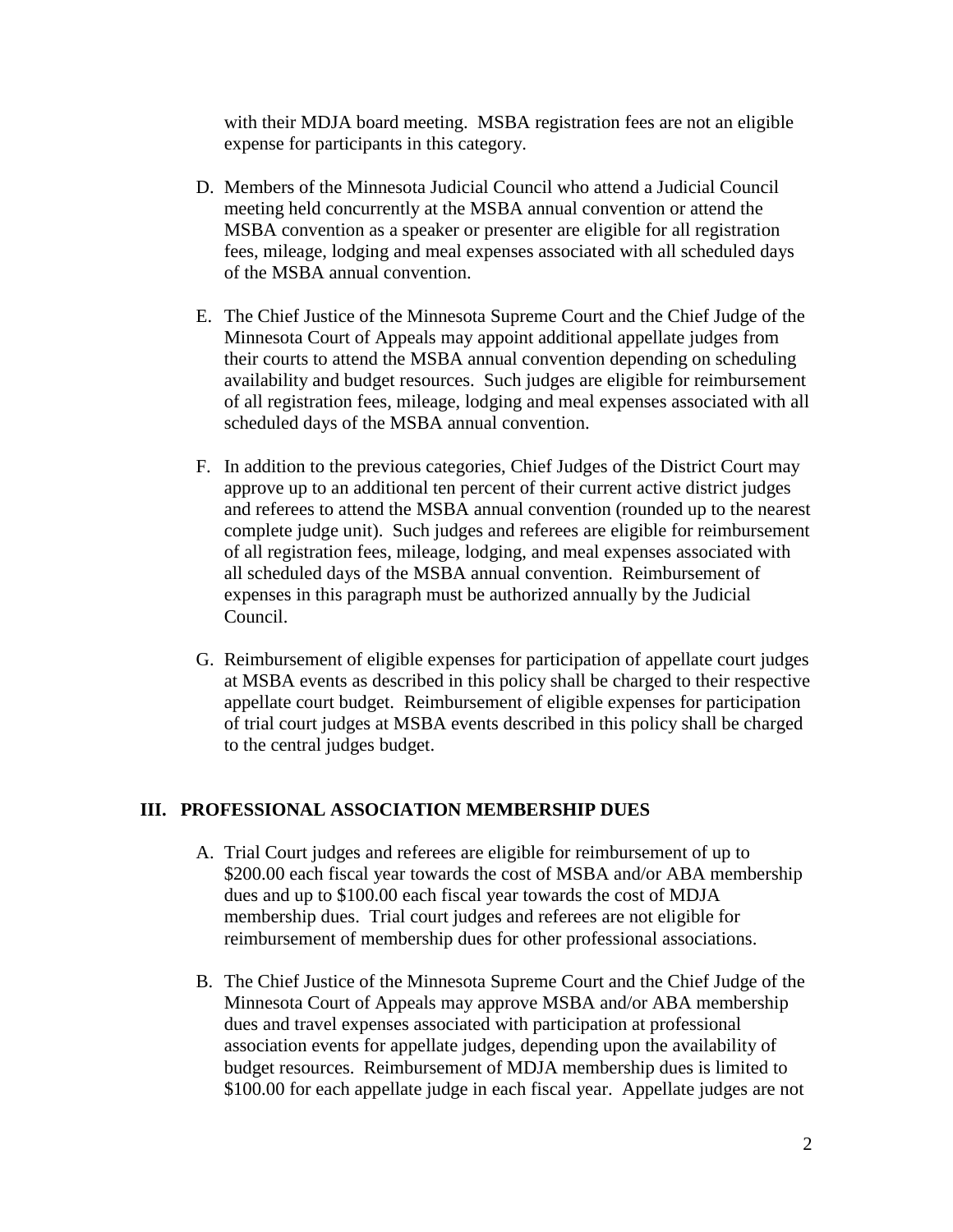with their MDJA board meeting. MSBA registration fees are not an eligible expense for participants in this category.

D. Members of the Minnesota Judicial Council who attend a Judicial Council meeting held concurrently at the MSBA annual convention or attend the MSBA convention as a speaker or presenter are eligible for all registration fees, mileage, lodging and meal expenses associated with all scheduled days of the MSBA annual convention.

E. The Chief Justice of the Minnesota Supreme Court and the Chief Judge of the Minnesota Court of Appeals may appoint additional appellate judges from their courts to attend the MSBA annual convention depending on scheduling availability and budget resources. Such judges are eligible for reimbursement of all registration fees, mileage, lodging and meal expenses associated with all scheduled days of the MSBA annual convention.

F. In addition to the previous categories, Chief Judges of the District Court may approve up to an additional ten percent of their current active district judges and referees to attend the MSBA annual convention (rounded up to the nearest complete judge unit). Such judges and referees are eligible for reimbursement of all registration fees, mileage, lodging, and meal expenses associated with all scheduled days of the MSBA annual convention. Reimbursement of expenses in this paragraph must be authorized annually by the Judicial Council.

G. Reimbursement of eligible expenses for participation of appellate court judges at MSBA events as described in this policy shall be charged to their respective appellate court budget. Reimbursement of eligible expenses for participation of trial court judges at MSBA events described in this policy shall be charged to the central judges budget.

## III. PROFESSIONAL ASSOCIATION MEMBERSHIP DUES

A. Trial Court judges and referees are eligible for reimbursement of up to $200.00 each fiscal year towards the cost of MSBA and/or ABA membership dues and up to $100.00 each fiscal year towards the cost of MDJA membership dues. Trial court judges and referees are not eligible for reimbursement of membership dues for other professional associations.

B. The Chief Justice of the Minnesota Supreme Court and the Chief Judge of the Minnesota Court of Appeals may approve MSBA and/or ABA membership dues and travel expenses associated with participation at professional association events for appellate judges, depending upon the availability of budget resources. Reimbursement of MDJA membership dues is limited to $100.00 for each appellate judge in each fiscal year. Appellate judges are not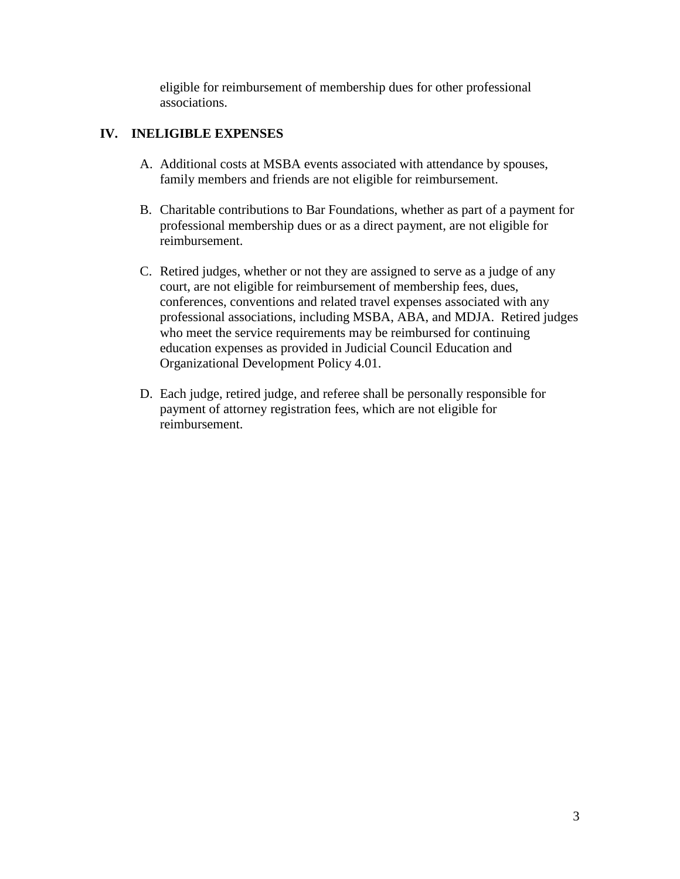eligible for reimbursement of membership dues for other professional associations.

## IV. INELIGIBLE EXPENSES

A. Additional costs at MSBA events associated with attendance by spouses, family members and friends are not eligible for reimbursement.

B. Charitable contributions to Bar Foundations, whether as part of a payment for professional membership dues or as a direct payment, are not eligible for reimbursement.

C. Retired judges, whether or not they are assigned to serve as a judge of any court, are not eligible for reimbursement of membership fees, dues, conferences, conventions and related travel expenses associated with any professional associations, including MSBA, ABA, and MDJA. Retired judges who meet the service requirements may be reimbursed for continuing education expenses as provided in Judicial Council Education and Organizational Development Policy 4.01.

D. Each judge, retired judge, and referee shall be personally responsible for payment of attorney registration fees, which are not eligible for reimbursement.